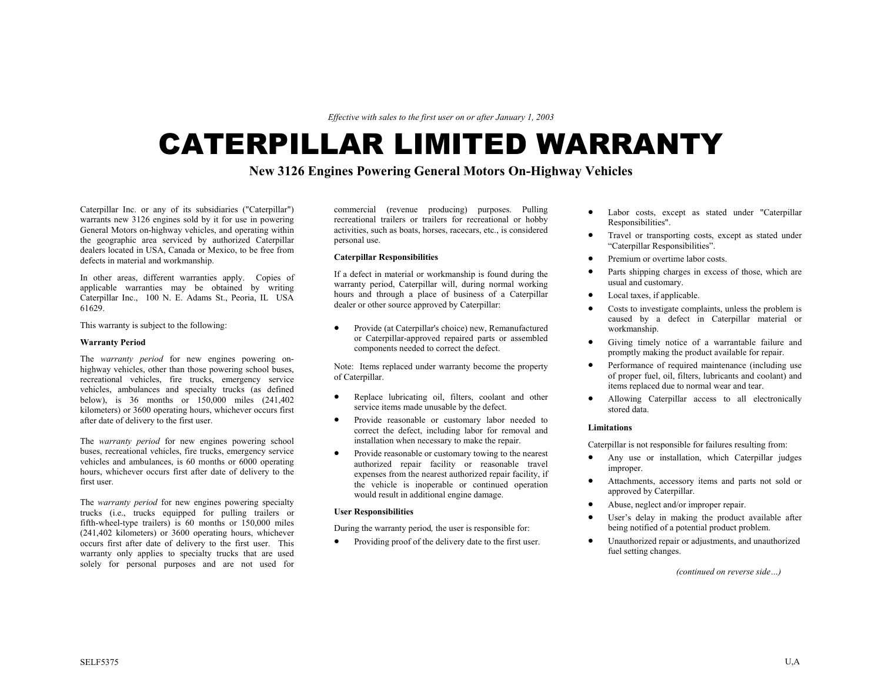*Effective with sales to the first user on or after January 1, 2003*

# CATERPILLAR LIMITED WARRANTY

## New 3126 Engines Powering General Motors On-Highway Vehicles

Caterpillar Inc. or any of its subsidiaries ("Caterpillar") warrants new 3126 engines sold by it for use in powering General Motors on-highway vehicles, and operating within the geographic area serviced by authorized Caterpillar dealers located in USA, Canada or Mexico, to be free from defects in material and workmanship.

In other areas, different warranties apply. Copies of applicable warranties may be obtained by writing Caterpillar Inc., 100 N. E. Adams St., Peoria, IL USA 61629.

This warranty is subject to the following:

**Warranty Period**

The *warranty period* for new engines powering on-highway vehicles, other than those powering school buses, recreational vehicles, fire trucks, emergency service vehicles, ambulances and specialty trucks (as defined below), is 36 months or 150,000 miles (241,402 kilometers) or 3600 operating hours, whichever occurs first after date of delivery to the first user.

The *warranty period* for new engines powering school buses, recreational vehicles, fire trucks, emergency service vehicles and ambulances, is 60 months or 6000 operating hours, whichever occurs first after date of delivery to the first user.

The *warranty period* for new engines powering specialty trucks (i.e., trucks equipped for pulling trailers or fifth-wheel-type trailers) is 60 months or 150,000 miles (241,402 kilometers) or 3600 operating hours, whichever occurs first after date of delivery to the first user. This warranty only applies to specialty trucks that are used solely for personal purposes and are not used for commercial (revenue producing) purposes. Pulling recreational trailers or trailers for recreational or hobby activities, such as boats, horses, racecars, etc., is considered personal use.

**Caterpillar Responsibilities**

If a defect in material or workmanship is found during the warranty period, Caterpillar will, during normal working hours and through a place of business of a Caterpillar dealer or other source approved by Caterpillar:

- Provide (at Caterpillar's choice) new, Remanufactured or Caterpillar-approved repaired parts or assembled components needed to correct the defect.

Note: Items replaced under warranty become the property of Caterpillar.

- Replace lubricating oil, filters, coolant and other service items made unusable by the defect.
- Provide reasonable or customary labor needed to correct the defect, including labor for removal and installation when necessary to make the repair.
- Provide reasonable or customary towing to the nearest authorized repair facility or reasonable travel expenses from the nearest authorized repair facility, if the vehicle is inoperable or continued operation would result in additional engine damage.

**User Responsibilities**

During the warranty period, the user is responsible for:

- Providing proof of the delivery date to the first user.
- Labor costs, except as stated under "Caterpillar Responsibilities".
- Travel or transporting costs, except as stated under "Caterpillar Responsibilities".
- Premium or overtime labor costs.
- Parts shipping charges in excess of those, which are usual and customary.
- Local taxes, if applicable.
- Costs to investigate complaints, unless the problem is caused by a defect in Caterpillar material or workmanship.
- Giving timely notice of a warrantable failure and promptly making the product available for repair.
- Performance of required maintenance (including use of proper fuel, oil, filters, lubricants and coolant) and items replaced due to normal wear and tear.
- Allowing Caterpillar access to all electronically stored data.

**Limitations**

Caterpillar is not responsible for failures resulting from:

- Any use or installation, which Caterpillar judges improper.
- Attachments, accessory items and parts not sold or approved by Caterpillar.
- Abuse, neglect and/or improper repair.
- User's delay in making the product available after being notified of a potential product problem.
- Unauthorized repair or adjustments, and unauthorized fuel setting changes.

*(continued on reverse side…)*

SELF5375 U,A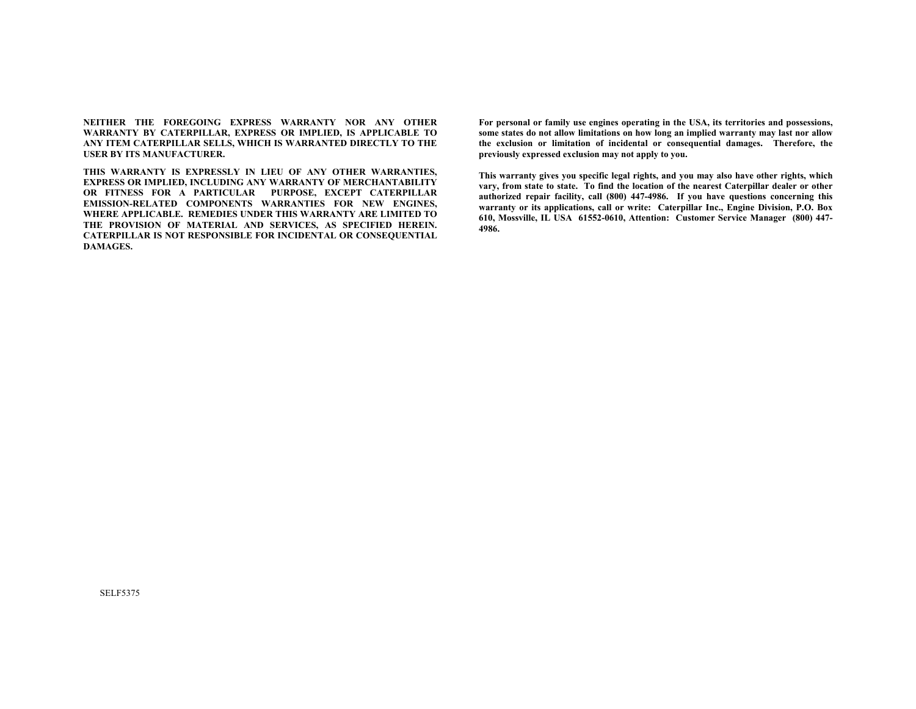**NEITHER THE FOREGOING EXPRESS WARRANTY NOR ANY OTHER WARRANTY BY CATERPILLAR, EXPRESS OR IMPLIED, IS APPLICABLE TO ANY ITEM CATERPILLAR SELLS, WHICH IS WARRANTED DIRECTLY TO THE USER BY ITS MANUFACTURER.**

**THIS WARRANTY IS EXPRESSLY IN LIEU OF ANY OTHER WARRANTIES, EXPRESS OR IMPLIED, INCLUDING ANY WARRANTY OF MERCHANTABILITY OR FITNESS FOR A PARTICULAR PURPOSE, EXCEPT CATERPILLAR EMISSION-RELATED COMPONENTS WARRANTIES FOR NEW ENGINES, WHERE APPLICABLE. REMEDIES UNDER THIS WARRANTY ARE LIMITED TO THE PROVISION OF MATERIAL AND SERVICES, AS SPECIFIED HEREIN. CATERPILLAR IS NOT RESPONSIBLE FOR INCIDENTAL OR CONSEQUENTIAL DAMAGES.**

**For personal or family use engines operating in the USA, its territories and possessions, some states do not allow limitations on how long an implied warranty may last nor allow the exclusion or limitation of incidental or consequential damages. Therefore, the previously expressed exclusion may not apply to you.**

**This warranty gives you specific legal rights, and you may also have other rights, which vary, from state to state. To find the location of the nearest Caterpillar dealer or other authorized repair facility, call (800) 447-4986. If you have questions concerning this warranty or its applications, call or write: Caterpillar Inc., Engine Division, P.O. Box 610, Mossville, IL USA 61552-0610, Attention: Customer Service Manager (800) 447-4986.**

SELF5375